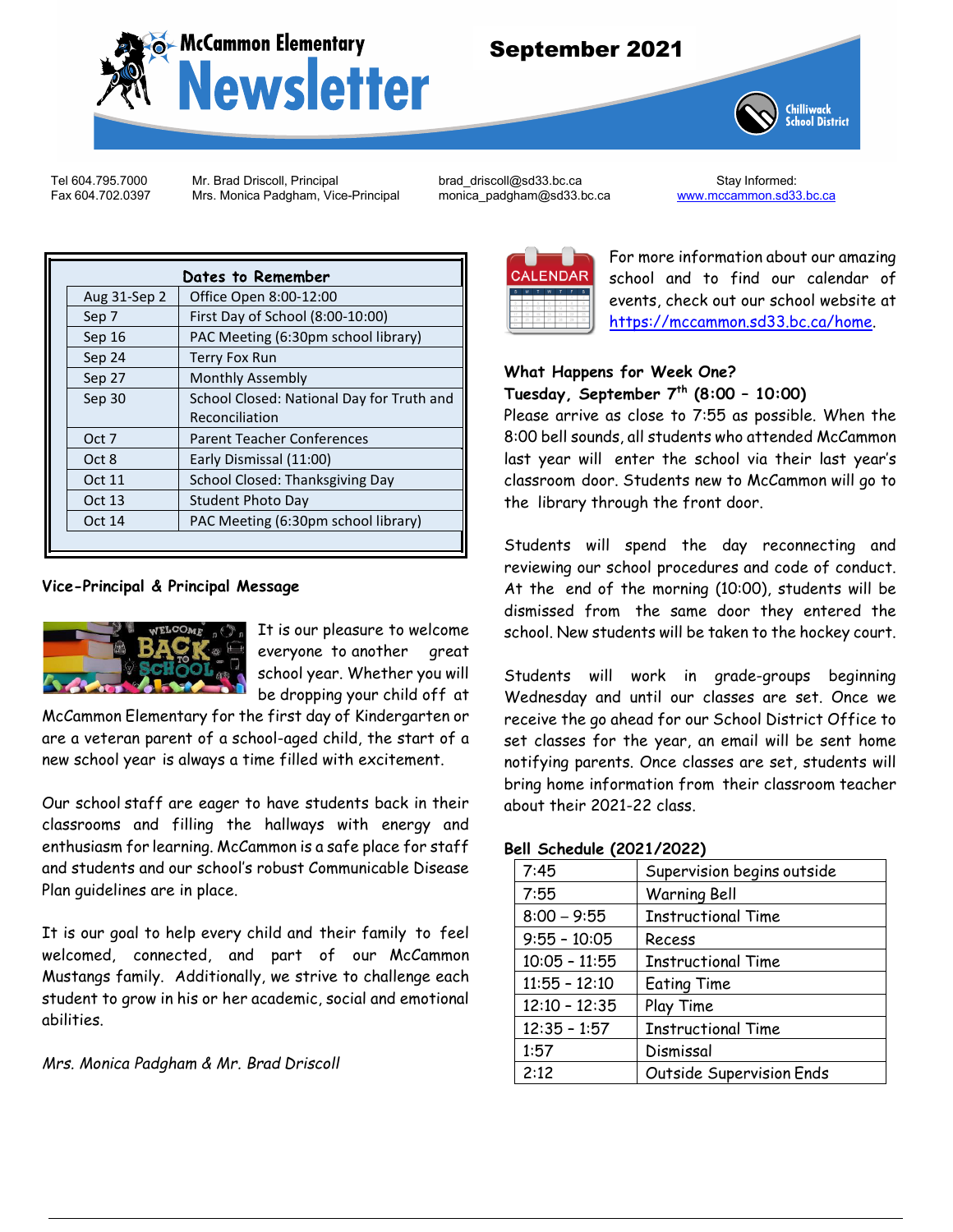# McCammon Elementary Newsletter

## September 2021

Chilliwack School District

Tel 604.795.7000
Fax 604.702.0397

Mr. Brad Driscoll, Principal
Mrs. Monica Padgham, Vice-Principal

brad_driscoll@sd33.bc.ca
monica_padgham@sd33.bc.ca

Stay Informed:
www.mccammon.sd33.bc.ca

| Dates to Remember | |
|---|---|
| Aug 31-Sep 2 | Office Open 8:00-12:00 |
| Sep 7 | First Day of School (8:00-10:00) |
| Sep 16 | PAC Meeting (6:30pm school library) |
| Sep 24 | Terry Fox Run |
| Sep 27 | Monthly Assembly |
| Sep 30 | School Closed: National Day for Truth and Reconciliation |
| Oct 7 | Parent Teacher Conferences |
| Oct 8 | Early Dismissal (11:00) |
| Oct 11 | School Closed: Thanksgiving Day |
| Oct 13 | Student Photo Day |
| Oct 14 | PAC Meeting (6:30pm school library) |

### Vice-Principal & Principal Message

It is our pleasure to welcome everyone to another great school year. Whether you will be dropping your child off at McCammon Elementary for the first day of Kindergarten or are a veteran parent of a school-aged child, the start of a new school year is always a time filled with excitement.

Our school staff are eager to have students back in their classrooms and filling the hallways with energy and enthusiasm for learning. McCammon is a safe place for staff and students and our school's robust Communicable Disease Plan guidelines are in place.

It is our goal to help every child and their family to feel welcomed, connected, and part of our McCammon Mustangs family. Additionally, we strive to challenge each student to grow in his or her academic, social and emotional abilities.

*Mrs. Monica Padgham & Mr. Brad Driscoll*

For more information about our amazing school and to find our calendar of events, check out our school website at https://mccammon.sd33.bc.ca/home.

### What Happens for Week One?

**Tuesday, September 7th (8:00 – 10:00)**

Please arrive as close to 7:55 as possible. When the 8:00 bell sounds, all students who attended McCammon last year will enter the school via their last year's classroom door. Students new to McCammon will go to the library through the front door.

Students will spend the day reconnecting and reviewing our school procedures and code of conduct. At the end of the morning (10:00), students will be dismissed from the same door they entered the school. New students will be taken to the hockey court.

Students will work in grade-groups beginning Wednesday and until our classes are set. Once we receive the go ahead for our School District Office to set classes for the year, an email will be sent home notifying parents. Once classes are set, students will bring home information from their classroom teacher about their 2021-22 class.

### Bell Schedule (2021/2022)

| | |
|---|---|
| 7:45 | Supervision begins outside |
| 7:55 | Warning Bell |
| 8:00 – 9:55 | Instructional Time |
| 9:55 - 10:05 | Recess |
| 10:05 - 11:55 | Instructional Time |
| 11:55 - 12:10 | Eating Time |
| 12:10 - 12:35 | Play Time |
| 12:35 - 1:57 | Instructional Time |
| 1:57 | Dismissal |
| 2:12 | Outside Supervision Ends |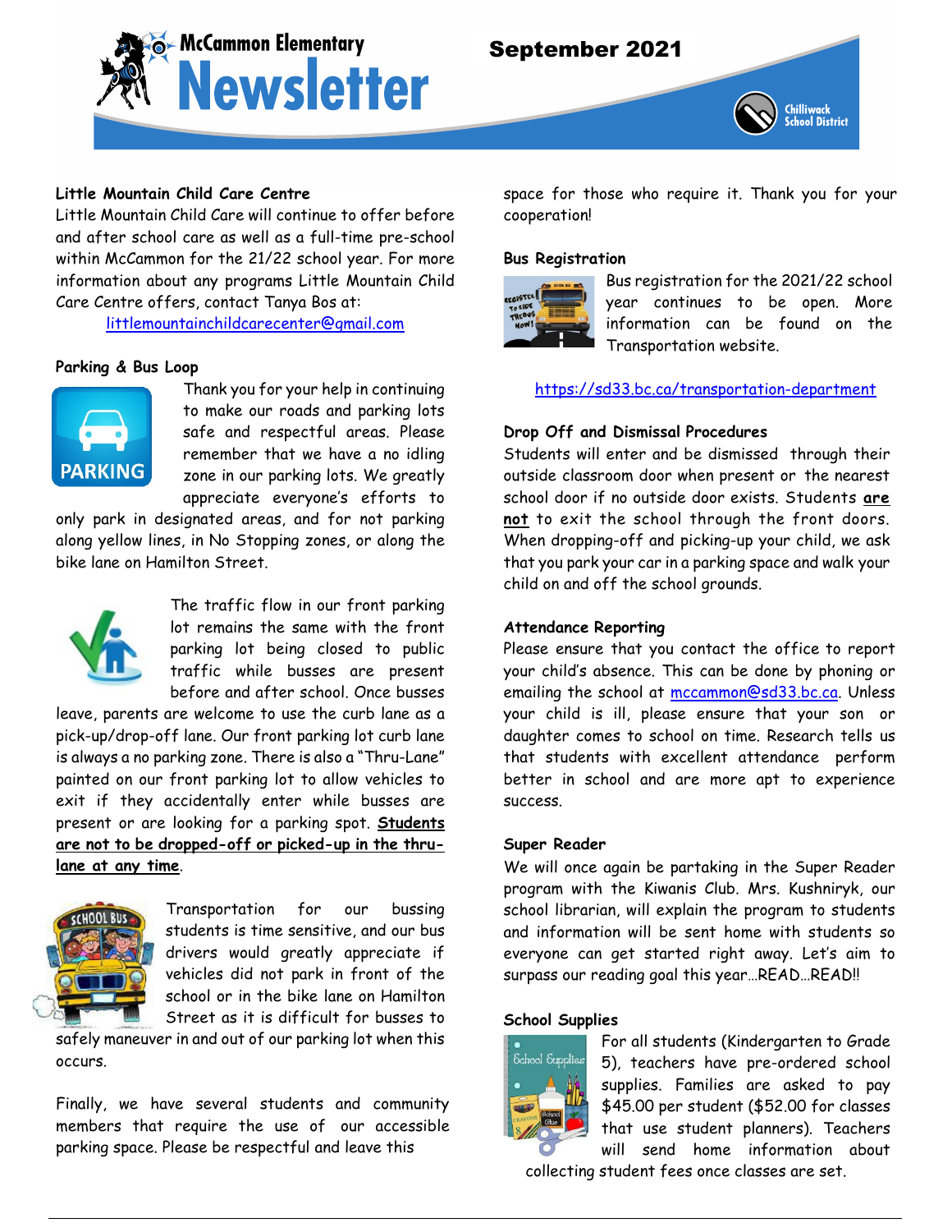# McCammon Elementary Newsletter

September 2021

Chilliwack School District

**Little Mountain Child Care Centre**

Little Mountain Child Care will continue to offer before and after school care as well as a full-time pre-school within McCammon for the 21/22 school year. For more information about any programs Little Mountain Child Care Centre offers, contact Tanya Bos at:

littlemountainchildcarecenter@gmail.com

**Parking & Bus Loop**

Thank you for your help in continuing to make our roads and parking lots safe and respectful areas. Please remember that we have a no idling zone in our parking lots. We greatly appreciate everyone's efforts to only park in designated areas, and for not parking along yellow lines, in No Stopping zones, or along the bike lane on Hamilton Street.

The traffic flow in our front parking lot remains the same with the front parking lot being closed to public traffic while busses are present before and after school. Once busses leave, parents are welcome to use the curb lane as a pick-up/drop-off lane. Our front parking lot curb lane is always a no parking zone. There is also a "Thru-Lane" painted on our front parking lot to allow vehicles to exit if they accidentally enter while busses are present or are looking for a parking spot. **Students are not to be dropped-off or picked-up in the thru-lane at any time**.

Transportation for our bussing students is time sensitive, and our bus drivers would greatly appreciate if vehicles did not park in front of the school or in the bike lane on Hamilton Street as it is difficult for busses to safely maneuver in and out of our parking lot when this occurs.

Finally, we have several students and community members that require the use of our accessible parking space. Please be respectful and leave this space for those who require it. Thank you for your cooperation!

**Bus Registration**

Bus registration for the 2021/22 school year continues to be open. More information can be found on the Transportation website.

https://sd33.bc.ca/transportation-department

**Drop Off and Dismissal Procedures**

Students will enter and be dismissed through their outside classroom door when present or the nearest school door if no outside door exists. Students **are not** to exit the school through the front doors. When dropping-off and picking-up your child, we ask that you park your car in a parking space and walk your child on and off the school grounds.

**Attendance Reporting**

Please ensure that you contact the office to report your child's absence. This can be done by phoning or emailing the school at mccammon@sd33.bc.ca. Unless your child is ill, please ensure that your son or daughter comes to school on time. Research tells us that students with excellent attendance perform better in school and are more apt to experience success.

**Super Reader**

We will once again be partaking in the Super Reader program with the Kiwanis Club. Mrs. Kushniryk, our school librarian, will explain the program to students and information will be sent home with students so everyone can get started right away. Let's aim to surpass our reading goal this year…READ…READ!!

**School Supplies**

For all students (Kindergarten to Grade 5), teachers have pre-ordered school supplies. Families are asked to pay $45.00 per student ($52.00 for classes that use student planners). Teachers will send home information about collecting student fees once classes are set.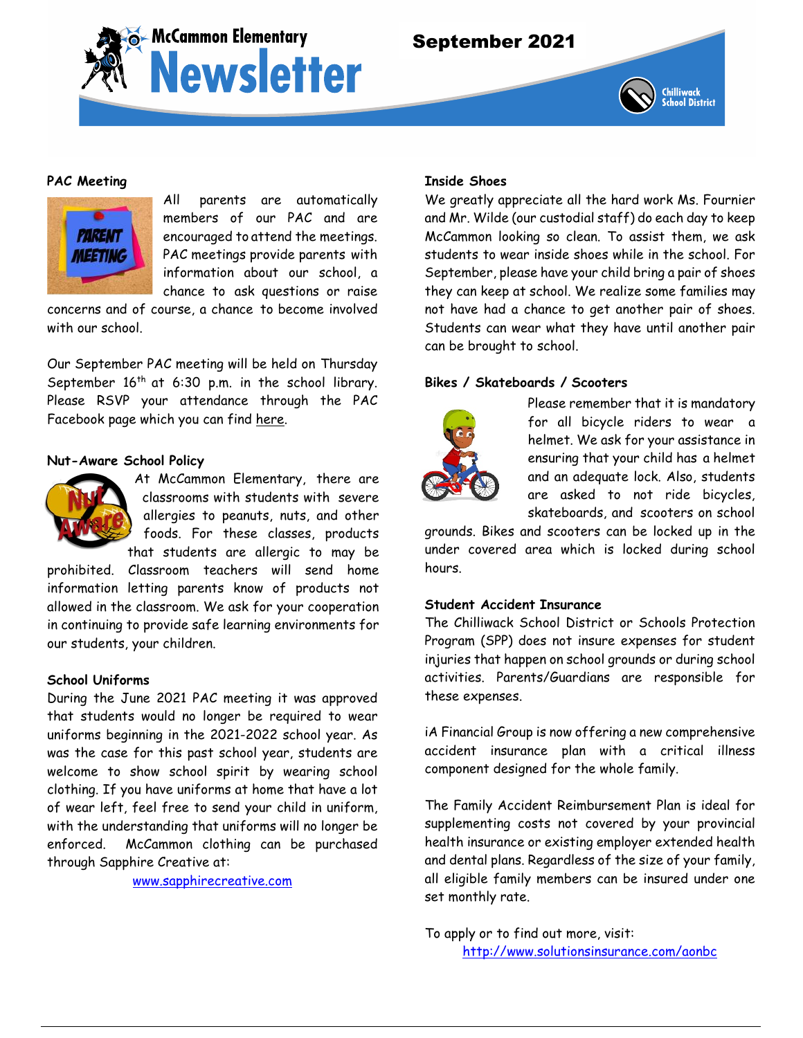# McCammon Elementary Newsletter

**September 2021**

Chilliwack School District

## PAC Meeting

All parents are automatically members of our PAC and are encouraged to attend the meetings. PAC meetings provide parents with information about our school, a chance to ask questions or raise concerns and of course, a chance to become involved with our school.

Our September PAC meeting will be held on Thursday September 16th at 6:30 p.m. in the school library. Please RSVP your attendance through the PAC Facebook page which you can find here.

## Nut-Aware School Policy

At McCammon Elementary, there are classrooms with students with severe allergies to peanuts, nuts, and other foods. For these classes, products that students are allergic to may be prohibited. Classroom teachers will send home information letting parents know of products not allowed in the classroom. We ask for your cooperation in continuing to provide safe learning environments for our students, your children.

## School Uniforms

During the June 2021 PAC meeting it was approved that students would no longer be required to wear uniforms beginning in the 2021-2022 school year. As was the case for this past school year, students are welcome to show school spirit by wearing school clothing. If you have uniforms at home that have a lot of wear left, feel free to send your child in uniform, with the understanding that uniforms will no longer be enforced. McCammon clothing can be purchased through Sapphire Creative at:

www.sapphirecreative.com

## Inside Shoes

We greatly appreciate all the hard work Ms. Fournier and Mr. Wilde (our custodial staff) do each day to keep McCammon looking so clean. To assist them, we ask students to wear inside shoes while in the school. For September, please have your child bring a pair of shoes they can keep at school. We realize some families may not have had a chance to get another pair of shoes. Students can wear what they have until another pair can be brought to school.

## Bikes / Skateboards / Scooters

Please remember that it is mandatory for all bicycle riders to wear a helmet. We ask for your assistance in ensuring that your child has a helmet and an adequate lock. Also, students are asked to not ride bicycles, skateboards, and scooters on school grounds. Bikes and scooters can be locked up in the under covered area which is locked during school hours.

## Student Accident Insurance

The Chilliwack School District or Schools Protection Program (SPP) does not insure expenses for student injuries that happen on school grounds or during school activities. Parents/Guardians are responsible for these expenses.

iA Financial Group is now offering a new comprehensive accident insurance plan with a critical illness component designed for the whole family.

The Family Accident Reimbursement Plan is ideal for supplementing costs not covered by your provincial health insurance or existing employer extended health and dental plans. Regardless of the size of your family, all eligible family members can be insured under one set monthly rate.

To apply or to find out more, visit:
http://www.solutionsinsurance.com/aonbc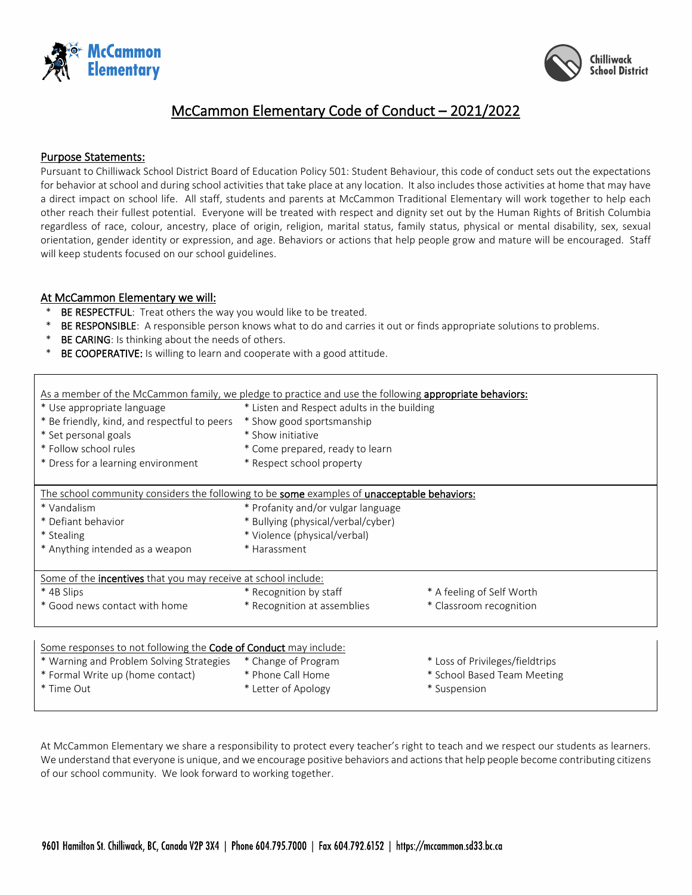McCammon Elementary

Chilliwack School District

# McCammon Elementary Code of Conduct – 2021/2022

## Purpose Statements:

Pursuant to Chilliwack School District Board of Education Policy 501: Student Behaviour, this code of conduct sets out the expectations for behavior at school and during school activities that take place at any location. It also includes those activities at home that may have a direct impact on school life. All staff, students and parents at McCammon Traditional Elementary will work together to help each other reach their fullest potential. Everyone will be treated with respect and dignity set out by the Human Rights of British Columbia regardless of race, colour, ancestry, place of origin, religion, marital status, family status, physical or mental disability, sex, sexual orientation, gender identity or expression, and age. Behaviors or actions that help people grow and mature will be encouraged. Staff will keep students focused on our school guidelines.

## At McCammon Elementary we will:

* **BE RESPECTFUL**: Treat others the way you would like to be treated.
* **BE RESPONSIBLE**: A responsible person knows what to do and carries it out or finds appropriate solutions to problems.
* **BE CARING**: Is thinking about the needs of others.
* **BE COOPERATIVE:** Is willing to learn and cooperate with a good attitude.

As a member of the McCammon family, we pledge to practice and use the following **appropriate behaviors:**

* Use appropriate language
* Be friendly, kind, and respectful to peers
* Set personal goals
* Follow school rules
* Dress for a learning environment
* Listen and Respect adults in the building
* Show good sportsmanship
* Show initiative
* Come prepared, ready to learn
* Respect school property

The school community considers the following to be **some** examples of **unacceptable behaviors:**

* Vandalism
* Defiant behavior
* Stealing
* Anything intended as a weapon
* Profanity and/or vulgar language
* Bullying (physical/verbal/cyber)
* Violence (physical/verbal)
* Harassment

Some of the **incentives** that you may receive at school include:

* 4B Slips
* Good news contact with home
* Recognition by staff
* Recognition at assemblies
* A feeling of Self Worth
* Classroom recognition

Some responses to not following the **Code of Conduct** may include:

* Warning and Problem Solving Strategies
* Formal Write up (home contact)
* Time Out
* Change of Program
* Phone Call Home
* Letter of Apology
* Loss of Privileges/fieldtrips
* School Based Team Meeting
* Suspension

At McCammon Elementary we share a responsibility to protect every teacher's right to teach and we respect our students as learners. We understand that everyone is unique, and we encourage positive behaviors and actions that help people become contributing citizens of our school community. We look forward to working together.

9601 Hamilton St. Chilliwack, BC, Canada V2P 3X4 | Phone 604.795.7000 | Fax 604.792.6152 | https://mccammon.sd33.bc.ca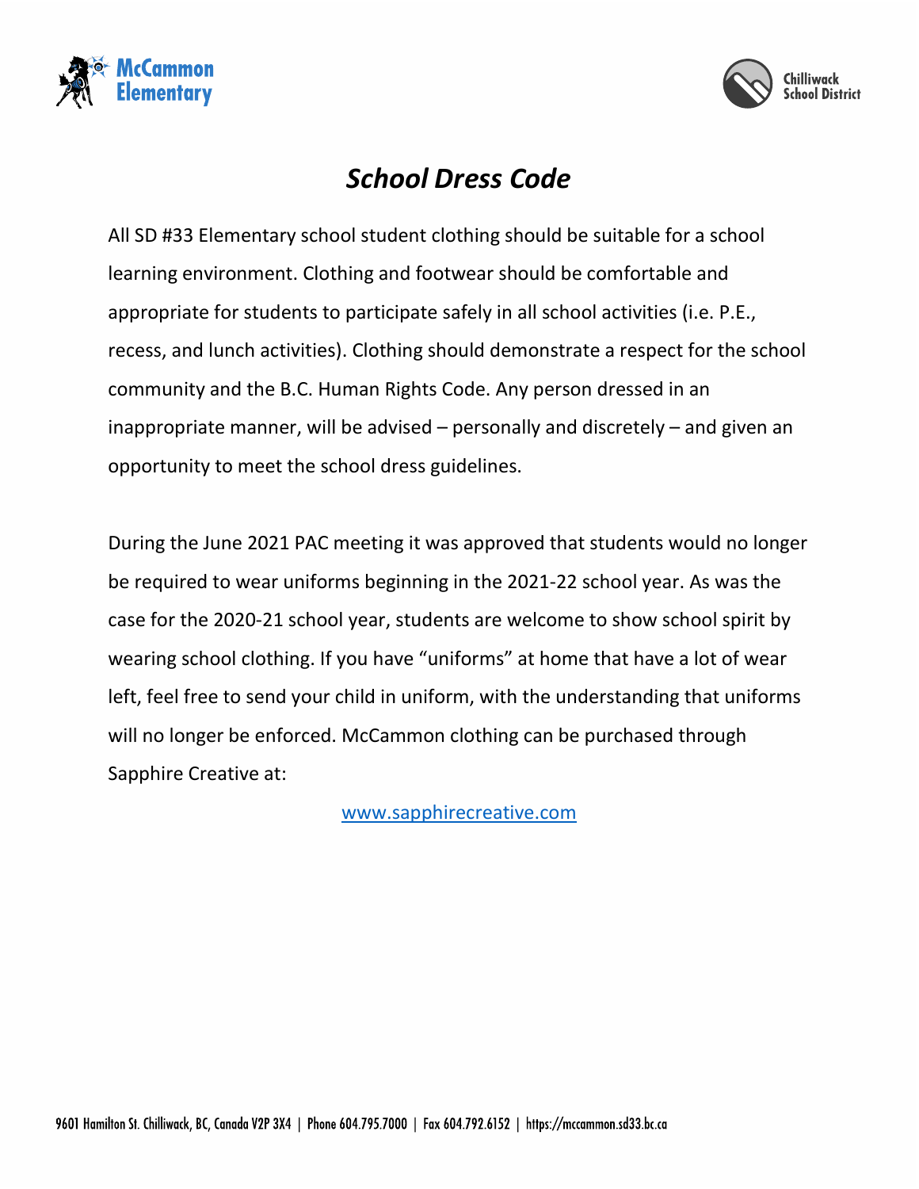# *School Dress Code*

All SD #33 Elementary school student clothing should be suitable for a school learning environment. Clothing and footwear should be comfortable and appropriate for students to participate safely in all school activities (i.e. P.E., recess, and lunch activities). Clothing should demonstrate a respect for the school community and the B.C. Human Rights Code. Any person dressed in an inappropriate manner, will be advised – personally and discretely – and given an opportunity to meet the school dress guidelines.

During the June 2021 PAC meeting it was approved that students would no longer be required to wear uniforms beginning in the 2021-22 school year. As was the case for the 2020-21 school year, students are welcome to show school spirit by wearing school clothing. If you have "uniforms" at home that have a lot of wear left, feel free to send your child in uniform, with the understanding that uniforms will no longer be enforced. McCammon clothing can be purchased through Sapphire Creative at:

www.sapphirecreative.com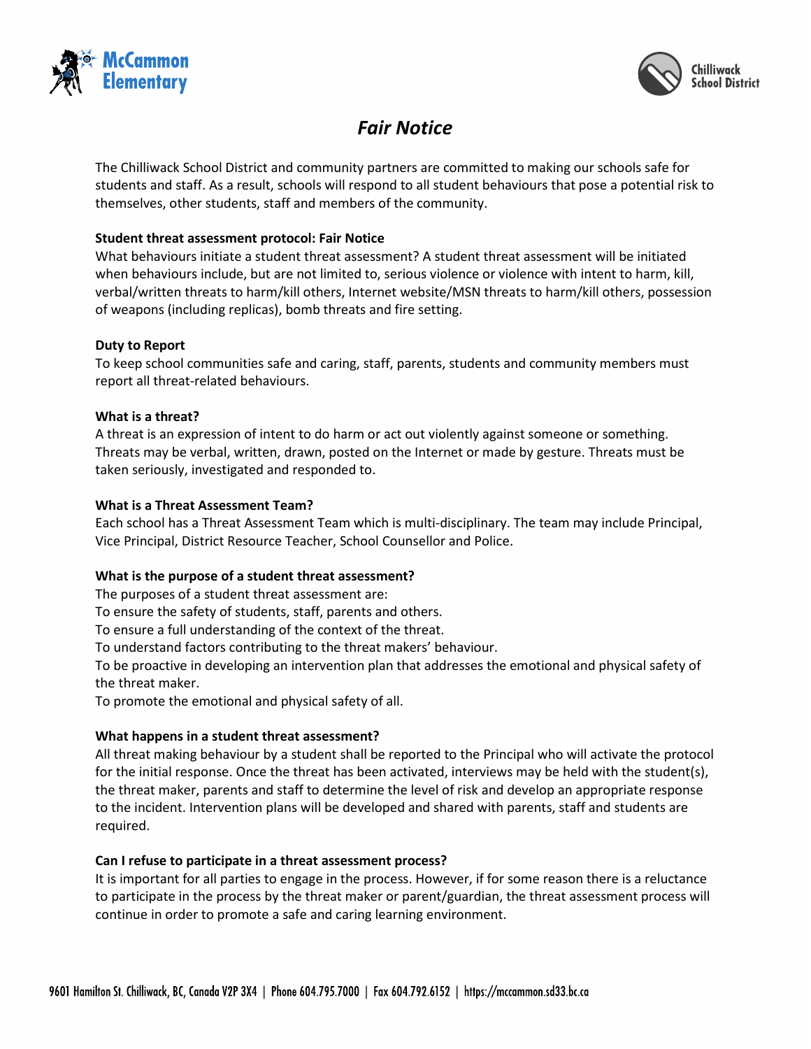# *Fair Notice*

The Chilliwack School District and community partners are committed to making our schools safe for students and staff. As a result, schools will respond to all student behaviours that pose a potential risk to themselves, other students, staff and members of the community.

**Student threat assessment protocol: Fair Notice**
What behaviours initiate a student threat assessment? A student threat assessment will be initiated when behaviours include, but are not limited to, serious violence or violence with intent to harm, kill, verbal/written threats to harm/kill others, Internet website/MSN threats to harm/kill others, possession of weapons (including replicas), bomb threats and fire setting.

**Duty to Report**
To keep school communities safe and caring, staff, parents, students and community members must report all threat-related behaviours.

**What is a threat?**
A threat is an expression of intent to do harm or act out violently against someone or something. Threats may be verbal, written, drawn, posted on the Internet or made by gesture. Threats must be taken seriously, investigated and responded to.

**What is a Threat Assessment Team?**
Each school has a Threat Assessment Team which is multi-disciplinary. The team may include Principal, Vice Principal, District Resource Teacher, School Counsellor and Police.

**What is the purpose of a student threat assessment?**
The purposes of a student threat assessment are:
To ensure the safety of students, staff, parents and others.
To ensure a full understanding of the context of the threat.
To understand factors contributing to the threat makers' behaviour.
To be proactive in developing an intervention plan that addresses the emotional and physical safety of the threat maker.
To promote the emotional and physical safety of all.

**What happens in a student threat assessment?**
All threat making behaviour by a student shall be reported to the Principal who will activate the protocol for the initial response. Once the threat has been activated, interviews may be held with the student(s), the threat maker, parents and staff to determine the level of risk and develop an appropriate response to the incident. Intervention plans will be developed and shared with parents, staff and students are required.

**Can I refuse to participate in a threat assessment process?**
It is important for all parties to engage in the process. However, if for some reason there is a reluctance to participate in the process by the threat maker or parent/guardian, the threat assessment process will continue in order to promote a safe and caring learning environment.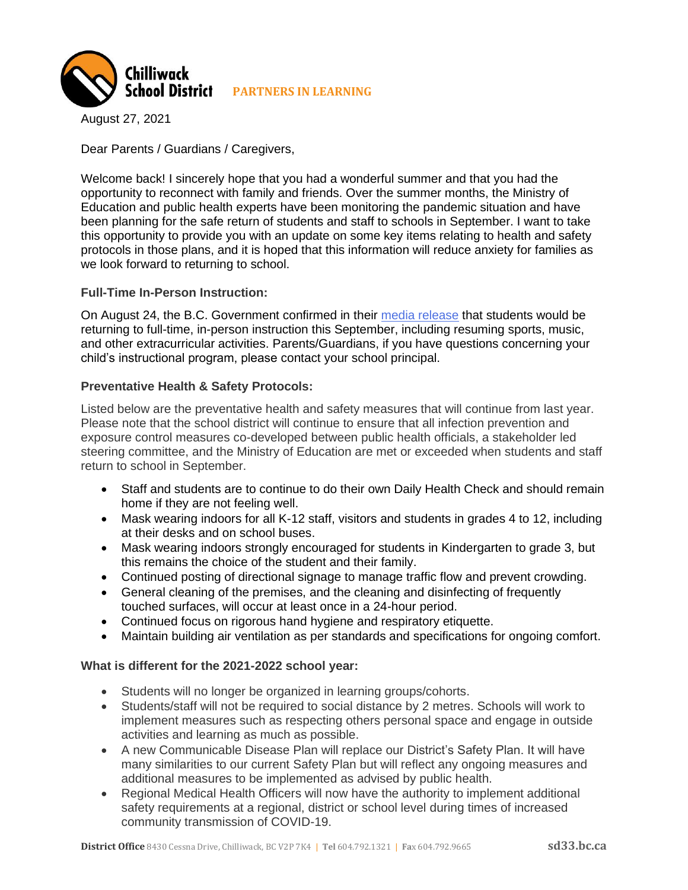**Chilliwack School District** **PARTNERS IN LEARNING**

August 27, 2021

Dear Parents / Guardians / Caregivers,

Welcome back! I sincerely hope that you had a wonderful summer and that you had the opportunity to reconnect with family and friends. Over the summer months, the Ministry of Education and public health experts have been monitoring the pandemic situation and have been planning for the safe return of students and staff to schools in September. I want to take this opportunity to provide you with an update on some key items relating to health and safety protocols in those plans, and it is hoped that this information will reduce anxiety for families as we look forward to returning to school.

**Full-Time In-Person Instruction:**

On August 24, the B.C. Government confirmed in their media release that students would be returning to full-time, in-person instruction this September, including resuming sports, music, and other extracurricular activities. Parents/Guardians, if you have questions concerning your child's instructional program, please contact your school principal.

**Preventative Health & Safety Protocols:**

Listed below are the preventative health and safety measures that will continue from last year. Please note that the school district will continue to ensure that all infection prevention and exposure control measures co-developed between public health officials, a stakeholder led steering committee, and the Ministry of Education are met or exceeded when students and staff return to school in September.

- Staff and students are to continue to do their own Daily Health Check and should remain home if they are not feeling well.
- Mask wearing indoors for all K-12 staff, visitors and students in grades 4 to 12, including at their desks and on school buses.
- Mask wearing indoors strongly encouraged for students in Kindergarten to grade 3, but this remains the choice of the student and their family.
- Continued posting of directional signage to manage traffic flow and prevent crowding.
- General cleaning of the premises, and the cleaning and disinfecting of frequently touched surfaces, will occur at least once in a 24-hour period.
- Continued focus on rigorous hand hygiene and respiratory etiquette.
- Maintain building air ventilation as per standards and specifications for ongoing comfort.

**What is different for the 2021-2022 school year:**

- Students will no longer be organized in learning groups/cohorts.
- Students/staff will not be required to social distance by 2 metres. Schools will work to implement measures such as respecting others personal space and engage in outside activities and learning as much as possible.
- A new Communicable Disease Plan will replace our District's Safety Plan. It will have many similarities to our current Safety Plan but will reflect any ongoing measures and additional measures to be implemented as advised by public health.
- Regional Medical Health Officers will now have the authority to implement additional safety requirements at a regional, district or school level during times of increased community transmission of COVID-19.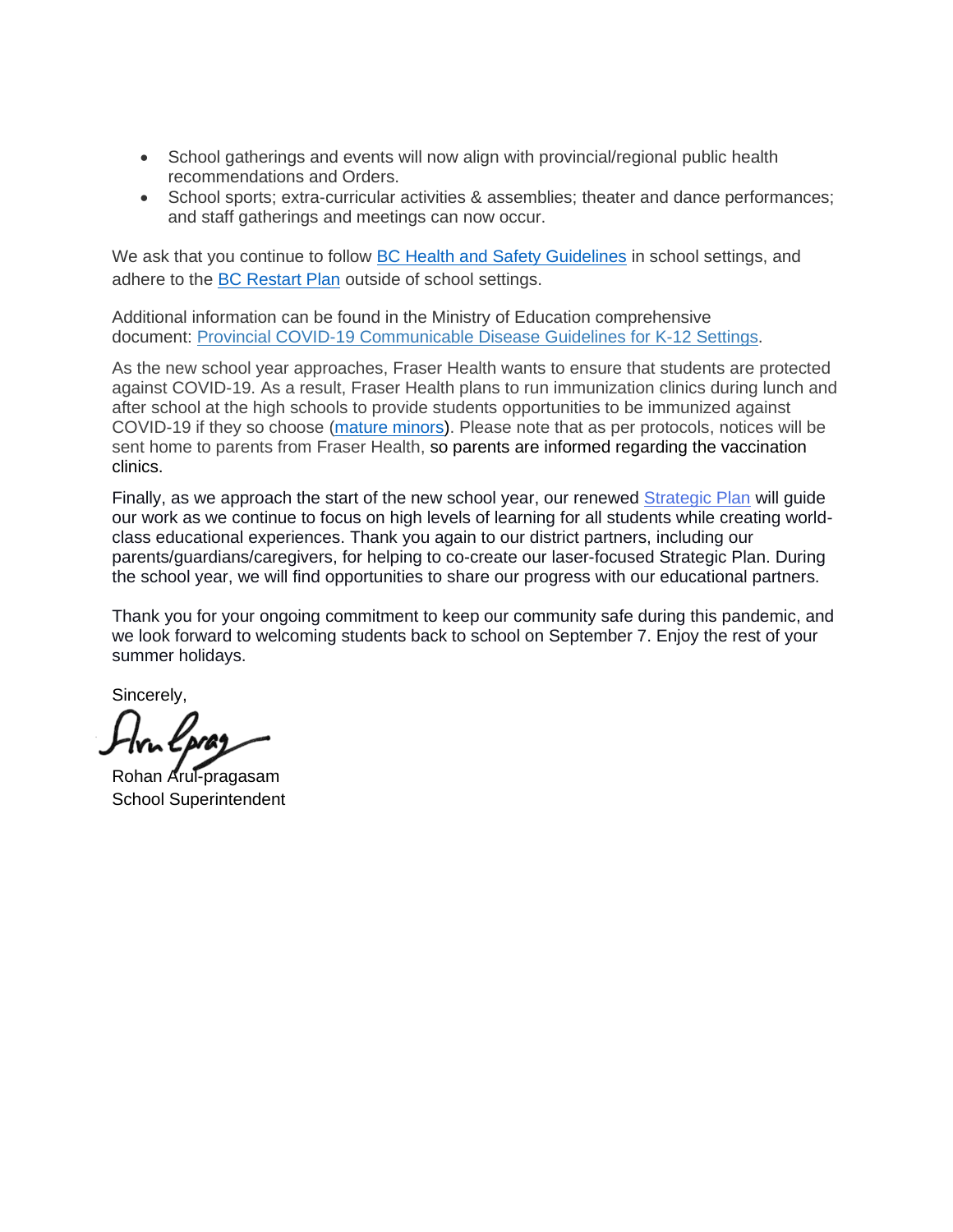- School gatherings and events will now align with provincial/regional public health recommendations and Orders.
- School sports; extra-curricular activities & assemblies; theater and dance performances; and staff gatherings and meetings can now occur.

We ask that you continue to follow BC Health and Safety Guidelines in school settings, and adhere to the BC Restart Plan outside of school settings.

Additional information can be found in the Ministry of Education comprehensive document: Provincial COVID-19 Communicable Disease Guidelines for K-12 Settings.

As the new school year approaches, Fraser Health wants to ensure that students are protected against COVID-19. As a result, Fraser Health plans to run immunization clinics during lunch and after school at the high schools to provide students opportunities to be immunized against COVID-19 if they so choose (mature minors). Please note that as per protocols, notices will be sent home to parents from Fraser Health, so parents are informed regarding the vaccination clinics.

Finally, as we approach the start of the new school year, our renewed Strategic Plan will guide our work as we continue to focus on high levels of learning for all students while creating world-class educational experiences. Thank you again to our district partners, including our parents/guardians/caregivers, for helping to co-create our laser-focused Strategic Plan. During the school year, we will find opportunities to share our progress with our educational partners.

Thank you for your ongoing commitment to keep our community safe during this pandemic, and we look forward to welcoming students back to school on September 7. Enjoy the rest of your summer holidays.

Sincerely,

Rohan Arul-pragasam
School Superintendent